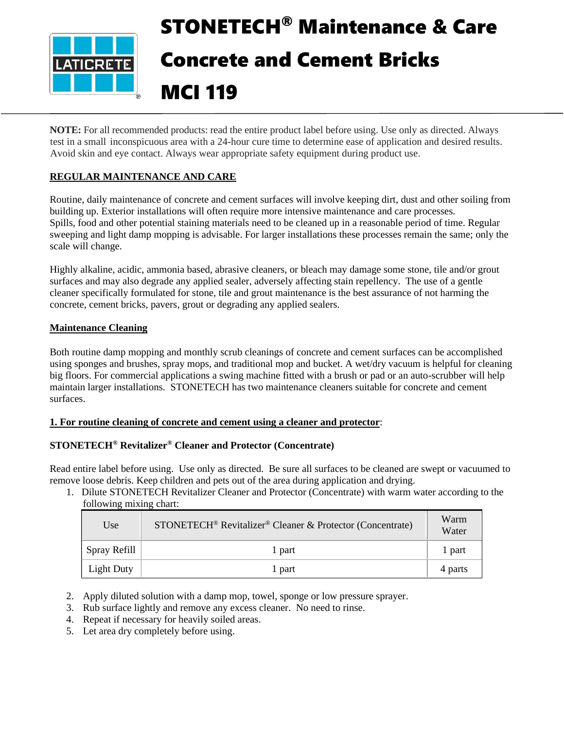# STONETECH® Maintenance & Care Concrete and Cement Bricks MCI 119

**NOTE:** For all recommended products: read the entire product label before using. Use only as directed. Always test in a small inconspicuous area with a 24-hour cure time to determine ease of application and desired results. Avoid skin and eye contact. Always wear appropriate safety equipment during product use.

## REGULAR MAINTENANCE AND CARE

Routine, daily maintenance of concrete and cement surfaces will involve keeping dirt, dust and other soiling from building up. Exterior installations will often require more intensive maintenance and care processes. Spills, food and other potential staining materials need to be cleaned up in a reasonable period of time. Regular sweeping and light damp mopping is advisable. For larger installations these processes remain the same; only the scale will change.

Highly alkaline, acidic, ammonia based, abrasive cleaners, or bleach may damage some stone, tile and/or grout surfaces and may also degrade any applied sealer, adversely affecting stain repellency. The use of a gentle cleaner specifically formulated for stone, tile and grout maintenance is the best assurance of not harming the concrete, cement bricks, pavers, grout or degrading any applied sealers.

### Maintenance Cleaning

Both routine damp mopping and monthly scrub cleanings of concrete and cement surfaces can be accomplished using sponges and brushes, spray mops, and traditional mop and bucket. A wet/dry vacuum is helpful for cleaning big floors. For commercial applications a swing machine fitted with a brush or pad or an auto-scrubber will help maintain larger installations. STONETECH has two maintenance cleaners suitable for concrete and cement surfaces.

**1. For routine cleaning of concrete and cement using a cleaner and protector:**

**STONETECH® Revitalizer® Cleaner and Protector (Concentrate)**

Read entire label before using. Use only as directed. Be sure all surfaces to be cleaned are swept or vacuumed to remove loose debris. Keep children and pets out of the area during application and drying.

1. Dilute STONETECH Revitalizer Cleaner and Protector (Concentrate) with warm water according to the following mixing chart:

| Use | STONETECH® Revitalizer® Cleaner & Protector (Concentrate) | Warm Water |
|---|---|---|
| Spray Refill | 1 part | 1 part |
| Light Duty | 1 part | 4 parts |

2. Apply diluted solution with a damp mop, towel, sponge or low pressure sprayer.
3. Rub surface lightly and remove any excess cleaner. No need to rinse.
4. Repeat if necessary for heavily soiled areas.
5. Let area dry completely before using.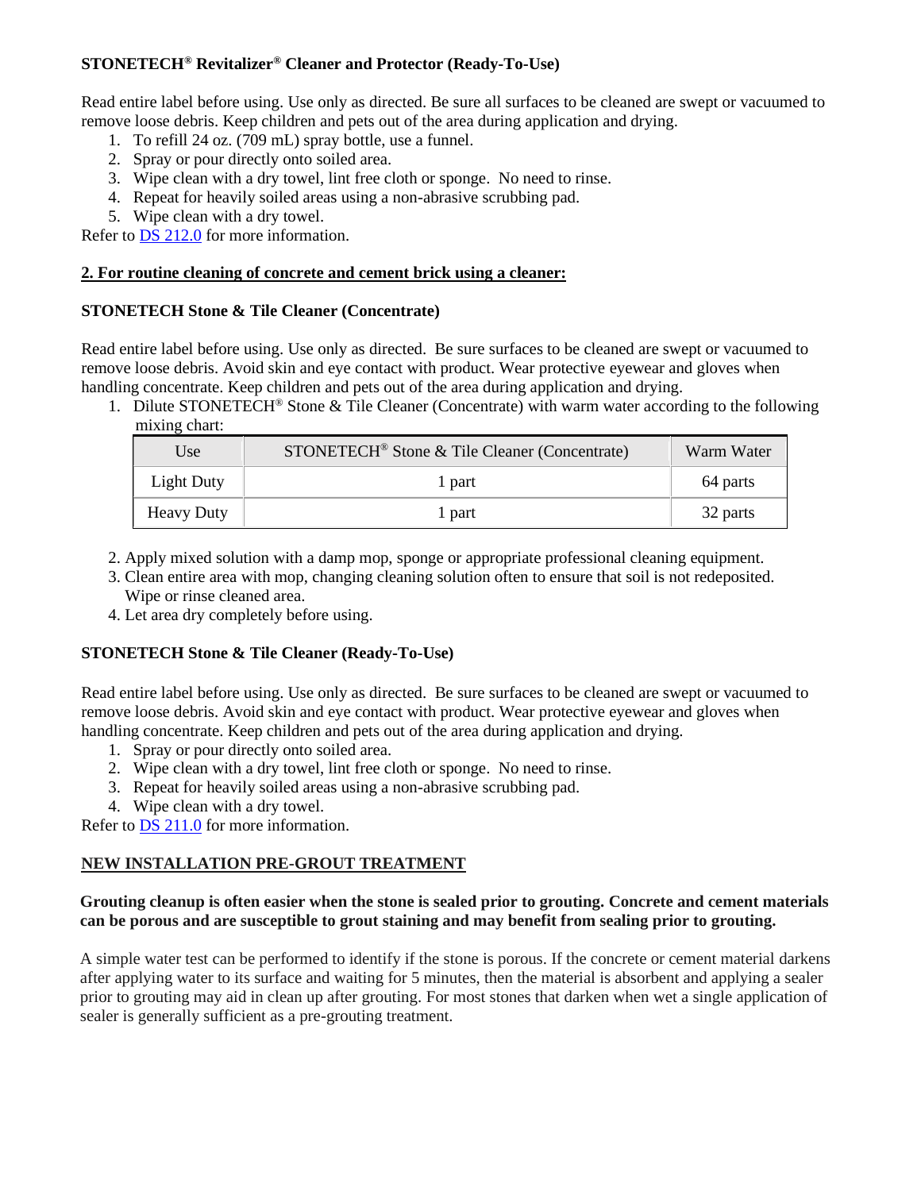**STONETECH® Revitalizer® Cleaner and Protector (Ready-To-Use)**

Read entire label before using. Use only as directed. Be sure all surfaces to be cleaned are swept or vacuumed to remove loose debris. Keep children and pets out of the area during application and drying.

1. To refill 24 oz. (709 mL) spray bottle, use a funnel.
2. Spray or pour directly onto soiled area.
3. Wipe clean with a dry towel, lint free cloth or sponge. No need to rinse.
4. Repeat for heavily soiled areas using a non-abrasive scrubbing pad.
5. Wipe clean with a dry towel.

Refer to [DS 212.0](DS 212.0) for more information.

**2. For routine cleaning of concrete and cement brick using a cleaner:**

**STONETECH Stone & Tile Cleaner (Concentrate)**

Read entire label before using. Use only as directed. Be sure surfaces to be cleaned are swept or vacuumed to remove loose debris. Avoid skin and eye contact with product. Wear protective eyewear and gloves when handling concentrate. Keep children and pets out of the area during application and drying.

1. Dilute STONETECH® Stone & Tile Cleaner (Concentrate) with warm water according to the following mixing chart:

| Use | STONETECH® Stone & Tile Cleaner (Concentrate) | Warm Water |
|---|---|---|
| Light Duty | 1 part | 64 parts |
| Heavy Duty | 1 part | 32 parts |

2. Apply mixed solution with a damp mop, sponge or appropriate professional cleaning equipment.
3. Clean entire area with mop, changing cleaning solution often to ensure that soil is not redeposited. Wipe or rinse cleaned area.
4. Let area dry completely before using.

**STONETECH Stone & Tile Cleaner (Ready-To-Use)**

Read entire label before using. Use only as directed. Be sure surfaces to be cleaned are swept or vacuumed to remove loose debris. Avoid skin and eye contact with product. Wear protective eyewear and gloves when handling concentrate. Keep children and pets out of the area during application and drying.

1. Spray or pour directly onto soiled area.
2. Wipe clean with a dry towel, lint free cloth or sponge. No need to rinse.
3. Repeat for heavily soiled areas using a non-abrasive scrubbing pad.
4. Wipe clean with a dry towel.

Refer to [DS 211.0](DS 211.0) for more information.

**NEW INSTALLATION PRE-GROUT TREATMENT**

**Grouting cleanup is often easier when the stone is sealed prior to grouting. Concrete and cement materials can be porous and are susceptible to grout staining and may benefit from sealing prior to grouting.**

A simple water test can be performed to identify if the stone is porous. If the concrete or cement material darkens after applying water to its surface and waiting for 5 minutes, then the material is absorbent and applying a sealer prior to grouting may aid in clean up after grouting. For most stones that darken when wet a single application of sealer is generally sufficient as a pre-grouting treatment.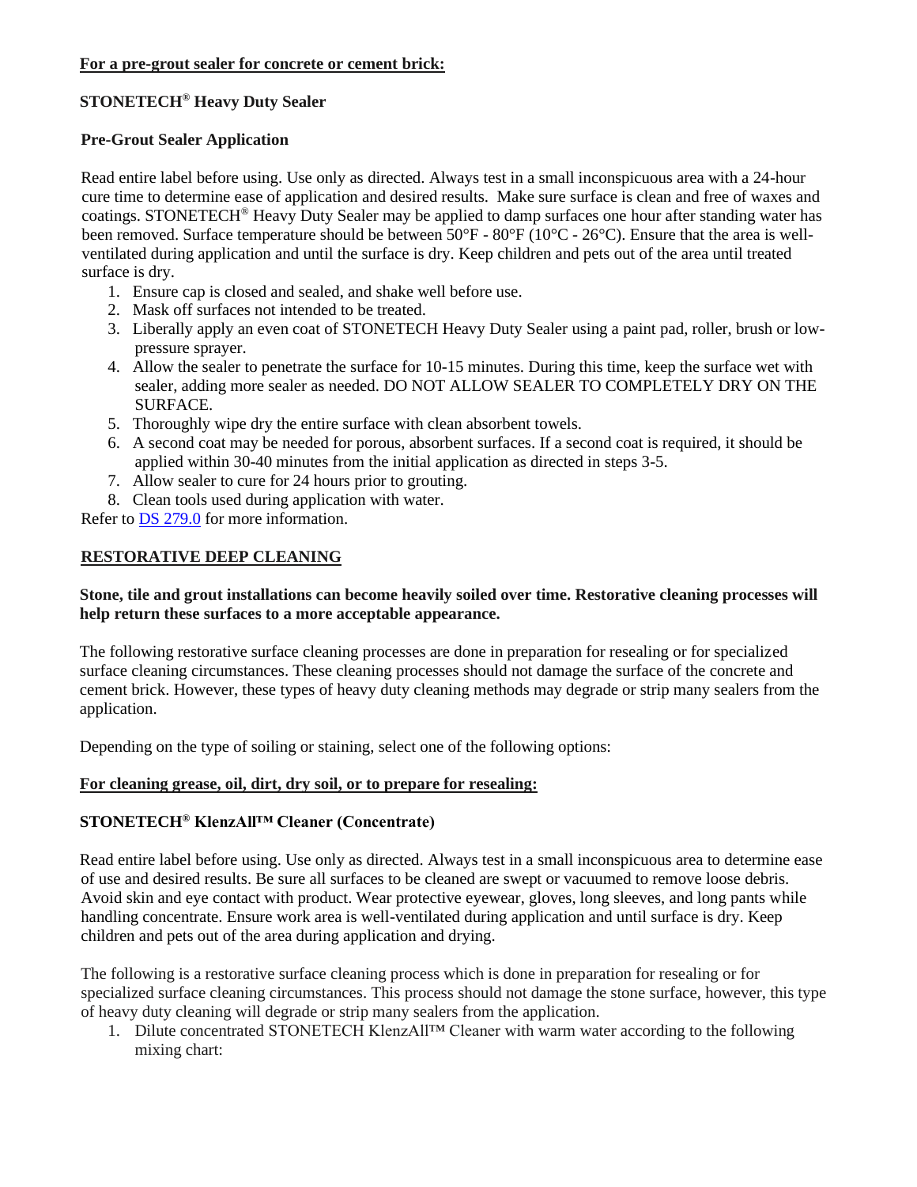**For a pre-grout sealer for concrete or cement brick:**

**STONETECH® Heavy Duty Sealer**

**Pre-Grout Sealer Application**

Read entire label before using. Use only as directed. Always test in a small inconspicuous area with a 24-hour cure time to determine ease of application and desired results. Make sure surface is clean and free of waxes and coatings. STONETECH® Heavy Duty Sealer may be applied to damp surfaces one hour after standing water has been removed. Surface temperature should be between 50°F - 80°F (10°C - 26°C). Ensure that the area is well-ventilated during application and until the surface is dry. Keep children and pets out of the area until treated surface is dry.

1. Ensure cap is closed and sealed, and shake well before use.
2. Mask off surfaces not intended to be treated.
3. Liberally apply an even coat of STONETECH Heavy Duty Sealer using a paint pad, roller, brush or low-pressure sprayer.
4. Allow the sealer to penetrate the surface for 10-15 minutes. During this time, keep the surface wet with sealer, adding more sealer as needed. DO NOT ALLOW SEALER TO COMPLETELY DRY ON THE SURFACE.
5. Thoroughly wipe dry the entire surface with clean absorbent towels.
6. A second coat may be needed for porous, absorbent surfaces. If a second coat is required, it should be applied within 30-40 minutes from the initial application as directed in steps 3-5.
7. Allow sealer to cure for 24 hours prior to grouting.
8. Clean tools used during application with water.

Refer to DS 279.0 for more information.

## RESTORATIVE DEEP CLEANING

**Stone, tile and grout installations can become heavily soiled over time. Restorative cleaning processes will help return these surfaces to a more acceptable appearance.**

The following restorative surface cleaning processes are done in preparation for resealing or for specialized surface cleaning circumstances. These cleaning processes should not damage the surface of the concrete and cement brick. However, these types of heavy duty cleaning methods may degrade or strip many sealers from the application.

Depending on the type of soiling or staining, select one of the following options:

**For cleaning grease, oil, dirt, dry soil, or to prepare for resealing:**

**STONETECH® KlenzAll™ Cleaner (Concentrate)**

Read entire label before using. Use only as directed. Always test in a small inconspicuous area to determine ease of use and desired results. Be sure all surfaces to be cleaned are swept or vacuumed to remove loose debris. Avoid skin and eye contact with product. Wear protective eyewear, gloves, long sleeves, and long pants while handling concentrate. Ensure work area is well-ventilated during application and until surface is dry. Keep children and pets out of the area during application and drying.

The following is a restorative surface cleaning process which is done in preparation for resealing or for specialized surface cleaning circumstances. This process should not damage the stone surface, however, this type of heavy duty cleaning will degrade or strip many sealers from the application.

1. Dilute concentrated STONETECH KlenzAll™ Cleaner with warm water according to the following mixing chart: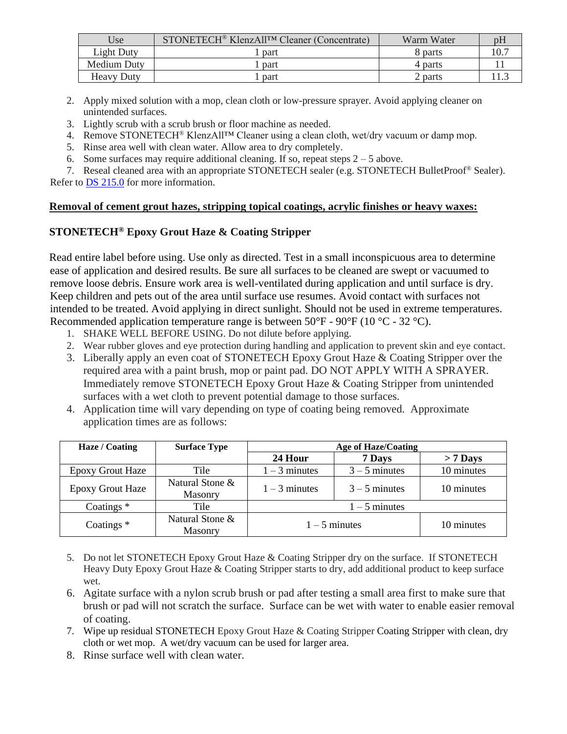| Use | STONETECH® KlenzAll™ Cleaner (Concentrate) | Warm Water | pH |
|---|---|---|---|
| Light Duty | 1 part | 8 parts | 10.7 |
| Medium Duty | 1 part | 4 parts | 11 |
| Heavy Duty | 1 part | 2 parts | 11.3 |

2. Apply mixed solution with a mop, clean cloth or low-pressure sprayer. Avoid applying cleaner on unintended surfaces.
3. Lightly scrub with a scrub brush or floor machine as needed.
4. Remove STONETECH® KlenzAll™ Cleaner using a clean cloth, wet/dry vacuum or damp mop.
5. Rinse area well with clean water. Allow area to dry completely.
6. Some surfaces may require additional cleaning. If so, repeat steps 2 – 5 above.
7. Reseal cleaned area with an appropriate STONETECH sealer (e.g. STONETECH BulletProof® Sealer).

Refer to DS 215.0 for more information.

**Removal of cement grout hazes, stripping topical coatings, acrylic finishes or heavy waxes:**

**STONETECH® Epoxy Grout Haze & Coating Stripper**

Read entire label before using. Use only as directed. Test in a small inconspicuous area to determine ease of application and desired results. Be sure all surfaces to be cleaned are swept or vacuumed to remove loose debris. Ensure work area is well-ventilated during application and until surface is dry. Keep children and pets out of the area until surface use resumes. Avoid contact with surfaces not intended to be treated. Avoid applying in direct sunlight. Should not be used in extreme temperatures. Recommended application temperature range is between 50°F - 90°F (10 °C - 32 °C).

1. SHAKE WELL BEFORE USING. Do not dilute before applying.
2. Wear rubber gloves and eye protection during handling and application to prevent skin and eye contact.
3. Liberally apply an even coat of STONETECH Epoxy Grout Haze & Coating Stripper over the required area with a paint brush, mop or paint pad. DO NOT APPLY WITH A SPRAYER. Immediately remove STONETECH Epoxy Grout Haze & Coating Stripper from unintended surfaces with a wet cloth to prevent potential damage to those surfaces.
4. Application time will vary depending on type of coating being removed. Approximate application times are as follows:

| Haze / Coating | Surface Type | Age of Haze/Coating | | |
|---|---|---|---|---|
| | | **24 Hour** | **7 Days** | **> 7 Days** |
| Epoxy Grout Haze | Tile | 1 – 3 minutes | 3 – 5 minutes | 10 minutes |
| Epoxy Grout Haze | Natural Stone & Masonry | 1 – 3 minutes | 3 – 5 minutes | 10 minutes |
| Coatings * | Tile | 1 – 5 minutes | | |
| Coatings * | Natural Stone & Masonry | 1 – 5 minutes | | 10 minutes |

5. Do not let STONETECH Epoxy Grout Haze & Coating Stripper dry on the surface. If STONETECH Heavy Duty Epoxy Grout Haze & Coating Stripper starts to dry, add additional product to keep surface wet.
6. Agitate surface with a nylon scrub brush or pad after testing a small area first to make sure that brush or pad will not scratch the surface. Surface can be wet with water to enable easier removal of coating.
7. Wipe up residual STONETECH Epoxy Grout Haze & Coating Stripper Coating Stripper with clean, dry cloth or wet mop. A wet/dry vacuum can be used for larger area.
8. Rinse surface well with clean water.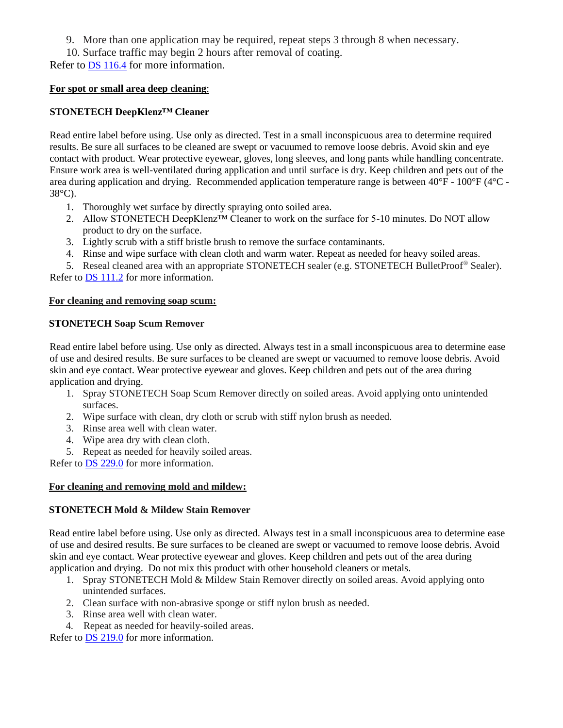9. More than one application may be required, repeat steps 3 through 8 when necessary.
10. Surface traffic may begin 2 hours after removal of coating.

Refer to DS 116.4 for more information.

**For spot or small area deep cleaning:**

**STONETECH DeepKlenz™ Cleaner**

Read entire label before using. Use only as directed. Test in a small inconspicuous area to determine required results. Be sure all surfaces to be cleaned are swept or vacuumed to remove loose debris. Avoid skin and eye contact with product. Wear protective eyewear, gloves, long sleeves, and long pants while handling concentrate. Ensure work area is well-ventilated during application and until surface is dry. Keep children and pets out of the area during application and drying. Recommended application temperature range is between 40°F - 100°F (4°C - 38°C).

1. Thoroughly wet surface by directly spraying onto soiled area.
2. Allow STONETECH DeepKlenz™ Cleaner to work on the surface for 5-10 minutes. Do NOT allow product to dry on the surface.
3. Lightly scrub with a stiff bristle brush to remove the surface contaminants.
4. Rinse and wipe surface with clean cloth and warm water. Repeat as needed for heavy soiled areas.
5. Reseal cleaned area with an appropriate STONETECH sealer (e.g. STONETECH BulletProof® Sealer).

Refer to DS 111.2 for more information.

**For cleaning and removing soap scum:**

**STONETECH Soap Scum Remover**

Read entire label before using. Use only as directed. Always test in a small inconspicuous area to determine ease of use and desired results. Be sure surfaces to be cleaned are swept or vacuumed to remove loose debris. Avoid skin and eye contact. Wear protective eyewear and gloves. Keep children and pets out of the area during application and drying.

1. Spray STONETECH Soap Scum Remover directly on soiled areas. Avoid applying onto unintended surfaces.
2. Wipe surface with clean, dry cloth or scrub with stiff nylon brush as needed.
3. Rinse area well with clean water.
4. Wipe area dry with clean cloth.
5. Repeat as needed for heavily soiled areas.

Refer to DS 229.0 for more information.

**For cleaning and removing mold and mildew:**

**STONETECH Mold & Mildew Stain Remover**

Read entire label before using. Use only as directed. Always test in a small inconspicuous area to determine ease of use and desired results. Be sure surfaces to be cleaned are swept or vacuumed to remove loose debris. Avoid skin and eye contact. Wear protective eyewear and gloves. Keep children and pets out of the area during application and drying. Do not mix this product with other household cleaners or metals.

1. Spray STONETECH Mold & Mildew Stain Remover directly on soiled areas. Avoid applying onto unintended surfaces.
2. Clean surface with non-abrasive sponge or stiff nylon brush as needed.
3. Rinse area well with clean water.
4. Repeat as needed for heavily-soiled areas.

Refer to DS 219.0 for more information.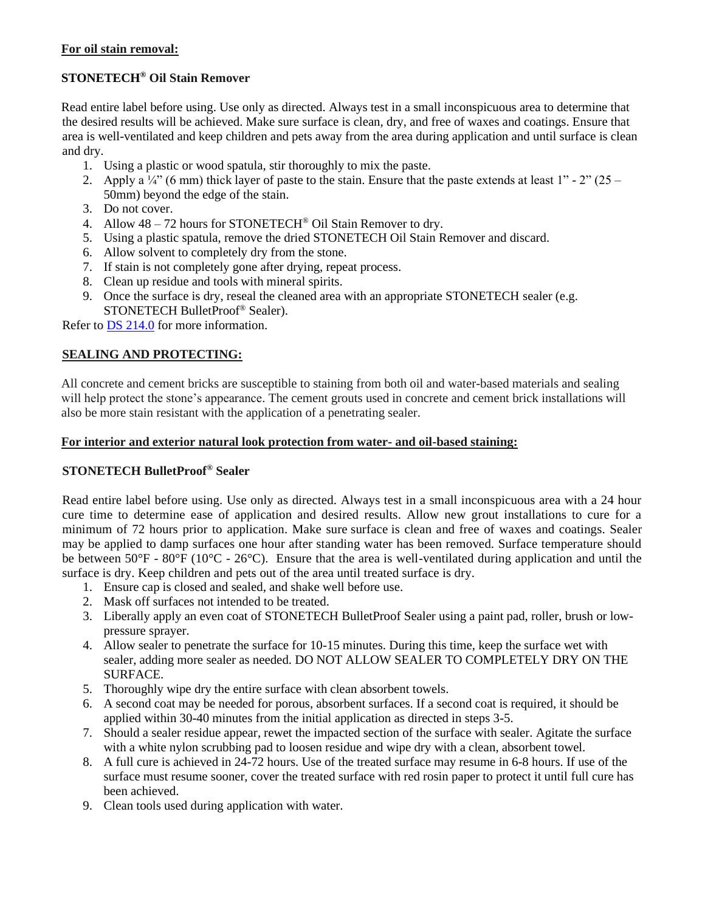**For oil stain removal:**

**STONETECH® Oil Stain Remover**

Read entire label before using. Use only as directed. Always test in a small inconspicuous area to determine that the desired results will be achieved. Make sure surface is clean, dry, and free of waxes and coatings. Ensure that area is well-ventilated and keep children and pets away from the area during application and until surface is clean and dry.

1. Using a plastic or wood spatula, stir thoroughly to mix the paste.
2. Apply a ¼" (6 mm) thick layer of paste to the stain. Ensure that the paste extends at least 1" - 2" (25 – 50mm) beyond the edge of the stain.
3. Do not cover.
4. Allow 48 – 72 hours for STONETECH® Oil Stain Remover to dry.
5. Using a plastic spatula, remove the dried STONETECH Oil Stain Remover and discard.
6. Allow solvent to completely dry from the stone.
7. If stain is not completely gone after drying, repeat process.
8. Clean up residue and tools with mineral spirits.
9. Once the surface is dry, reseal the cleaned area with an appropriate STONETECH sealer (e.g. STONETECH BulletProof® Sealer).

Refer to DS 214.0 for more information.

## SEALING AND PROTECTING:

All concrete and cement bricks are susceptible to staining from both oil and water-based materials and sealing will help protect the stone's appearance. The cement grouts used in concrete and cement brick installations will also be more stain resistant with the application of a penetrating sealer.

**For interior and exterior natural look protection from water- and oil-based staining:**

**STONETECH BulletProof® Sealer**

Read entire label before using. Use only as directed. Always test in a small inconspicuous area with a 24 hour cure time to determine ease of application and desired results. Allow new grout installations to cure for a minimum of 72 hours prior to application. Make sure surface is clean and free of waxes and coatings. Sealer may be applied to damp surfaces one hour after standing water has been removed. Surface temperature should be between 50°F - 80°F (10°C - 26°C). Ensure that the area is well-ventilated during application and until the surface is dry. Keep children and pets out of the area until treated surface is dry.

1. Ensure cap is closed and sealed, and shake well before use.
2. Mask off surfaces not intended to be treated.
3. Liberally apply an even coat of STONETECH BulletProof Sealer using a paint pad, roller, brush or low-pressure sprayer.
4. Allow sealer to penetrate the surface for 10-15 minutes. During this time, keep the surface wet with sealer, adding more sealer as needed. DO NOT ALLOW SEALER TO COMPLETELY DRY ON THE SURFACE.
5. Thoroughly wipe dry the entire surface with clean absorbent towels.
6. A second coat may be needed for porous, absorbent surfaces. If a second coat is required, it should be applied within 30-40 minutes from the initial application as directed in steps 3-5.
7. Should a sealer residue appear, rewet the impacted section of the surface with sealer. Agitate the surface with a white nylon scrubbing pad to loosen residue and wipe dry with a clean, absorbent towel.
8. A full cure is achieved in 24-72 hours. Use of the treated surface may resume in 6-8 hours. If use of the surface must resume sooner, cover the treated surface with red rosin paper to protect it until full cure has been achieved.
9. Clean tools used during application with water.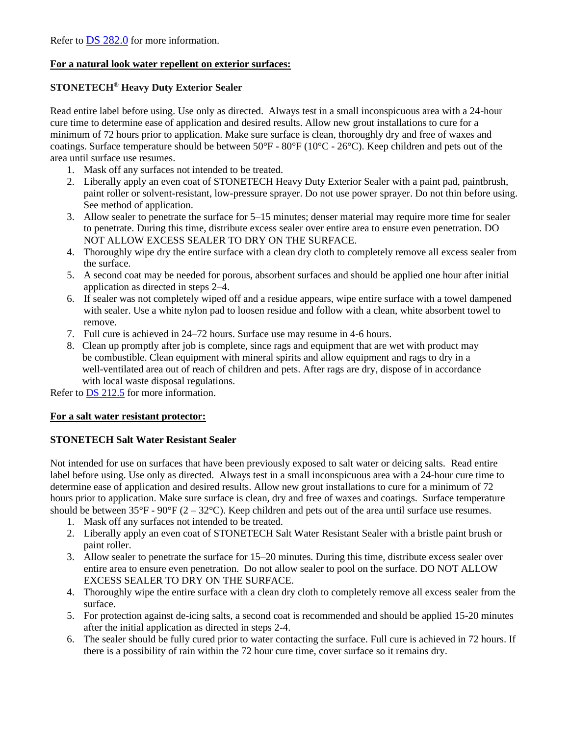Refer to [DS 282.0](DS 282.0) for more information.

**For a natural look water repellent on exterior surfaces:**

**STONETECH® Heavy Duty Exterior Sealer**

Read entire label before using. Use only as directed. Always test in a small inconspicuous area with a 24-hour cure time to determine ease of application and desired results. Allow new grout installations to cure for a minimum of 72 hours prior to application. Make sure surface is clean, thoroughly dry and free of waxes and coatings. Surface temperature should be between 50°F - 80°F (10°C - 26°C). Keep children and pets out of the area until surface use resumes.

1. Mask off any surfaces not intended to be treated.
2. Liberally apply an even coat of STONETECH Heavy Duty Exterior Sealer with a paint pad, paintbrush, paint roller or solvent-resistant, low-pressure sprayer. Do not use power sprayer. Do not thin before using. See method of application.
3. Allow sealer to penetrate the surface for 5–15 minutes; denser material may require more time for sealer to penetrate. During this time, distribute excess sealer over entire area to ensure even penetration. DO NOT ALLOW EXCESS SEALER TO DRY ON THE SURFACE.
4. Thoroughly wipe dry the entire surface with a clean dry cloth to completely remove all excess sealer from the surface.
5. A second coat may be needed for porous, absorbent surfaces and should be applied one hour after initial application as directed in steps 2–4.
6. If sealer was not completely wiped off and a residue appears, wipe entire surface with a towel dampened with sealer. Use a white nylon pad to loosen residue and follow with a clean, white absorbent towel to remove.
7. Full cure is achieved in 24–72 hours. Surface use may resume in 4-6 hours.
8. Clean up promptly after job is complete, since rags and equipment that are wet with product may be combustible. Clean equipment with mineral spirits and allow equipment and rags to dry in a well-ventilated area out of reach of children and pets. After rags are dry, dispose of in accordance with local waste disposal regulations.

Refer to [DS 212.5](DS 212.5) for more information.

**For a salt water resistant protector:**

**STONETECH Salt Water Resistant Sealer**

Not intended for use on surfaces that have been previously exposed to salt water or deicing salts. Read entire label before using. Use only as directed. Always test in a small inconspicuous area with a 24-hour cure time to determine ease of application and desired results. Allow new grout installations to cure for a minimum of 72 hours prior to application. Make sure surface is clean, dry and free of waxes and coatings. Surface temperature should be between 35°F - 90°F (2 – 32°C). Keep children and pets out of the area until surface use resumes.

1. Mask off any surfaces not intended to be treated.
2. Liberally apply an even coat of STONETECH Salt Water Resistant Sealer with a bristle paint brush or paint roller.
3. Allow sealer to penetrate the surface for 15–20 minutes. During this time, distribute excess sealer over entire area to ensure even penetration. Do not allow sealer to pool on the surface. DO NOT ALLOW EXCESS SEALER TO DRY ON THE SURFACE.
4. Thoroughly wipe the entire surface with a clean dry cloth to completely remove all excess sealer from the surface.
5. For protection against de-icing salts, a second coat is recommended and should be applied 15-20 minutes after the initial application as directed in steps 2-4.
6. The sealer should be fully cured prior to water contacting the surface. Full cure is achieved in 72 hours. If there is a possibility of rain within the 72 hour cure time, cover surface so it remains dry.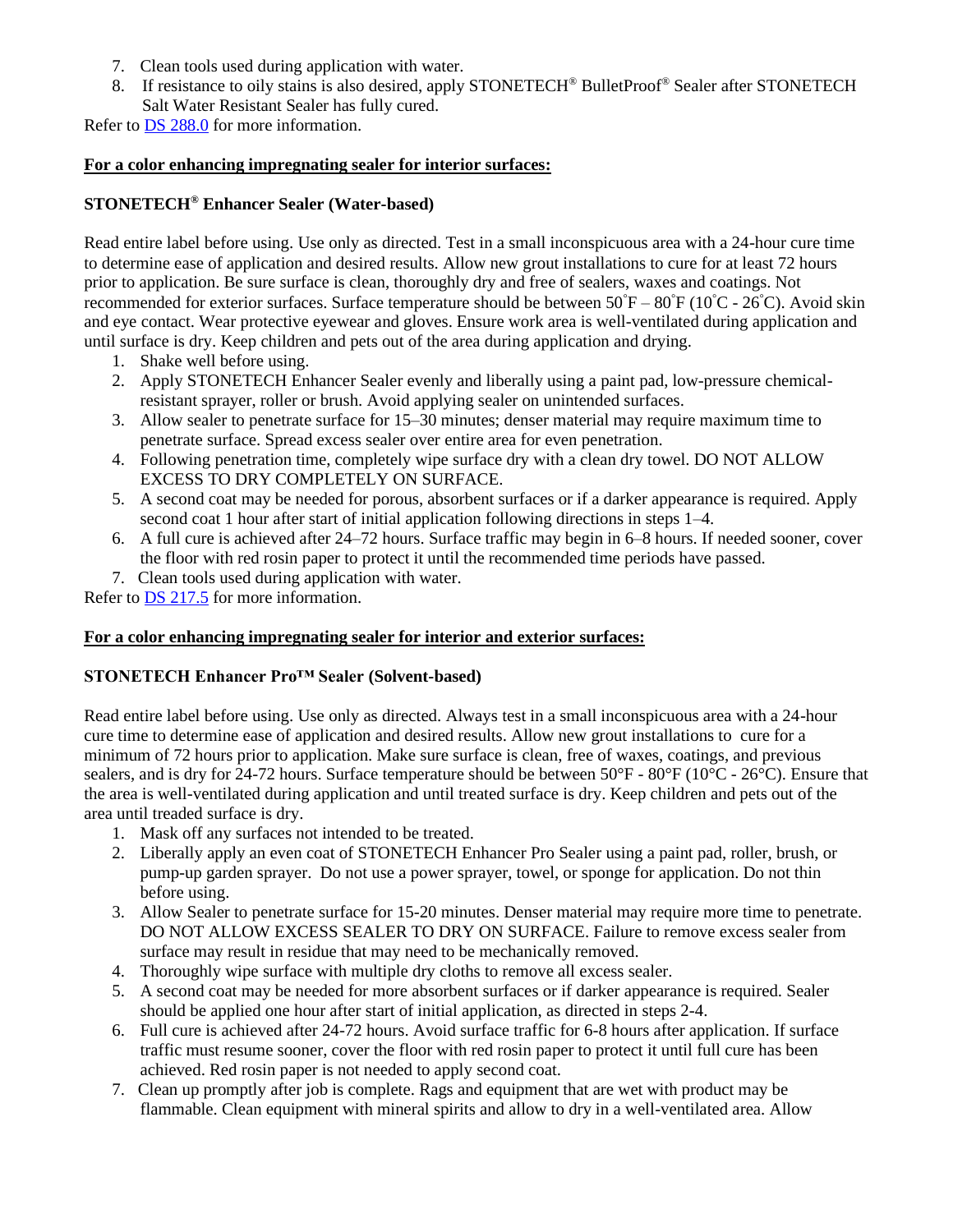7. Clean tools used during application with water.
8. If resistance to oily stains is also desired, apply STONETECH® BulletProof® Sealer after STONETECH Salt Water Resistant Sealer has fully cured.

Refer to DS 288.0 for more information.

**For a color enhancing impregnating sealer for interior surfaces:**

**STONETECH® Enhancer Sealer (Water-based)**

Read entire label before using. Use only as directed. Test in a small inconspicuous area with a 24-hour cure time to determine ease of application and desired results. Allow new grout installations to cure for at least 72 hours prior to application. Be sure surface is clean, thoroughly dry and free of sealers, waxes and coatings. Not recommended for exterior surfaces. Surface temperature should be between 50˚F – 80˚F (10˚C - 26˚C). Avoid skin and eye contact. Wear protective eyewear and gloves. Ensure work area is well-ventilated during application and until surface is dry. Keep children and pets out of the area during application and drying.

1. Shake well before using.
2. Apply STONETECH Enhancer Sealer evenly and liberally using a paint pad, low-pressure chemical-resistant sprayer, roller or brush. Avoid applying sealer on unintended surfaces.
3. Allow sealer to penetrate surface for 15–30 minutes; denser material may require maximum time to penetrate surface. Spread excess sealer over entire area for even penetration.
4. Following penetration time, completely wipe surface dry with a clean dry towel. DO NOT ALLOW EXCESS TO DRY COMPLETELY ON SURFACE.
5. A second coat may be needed for porous, absorbent surfaces or if a darker appearance is required. Apply second coat 1 hour after start of initial application following directions in steps 1–4.
6. A full cure is achieved after 24–72 hours. Surface traffic may begin in 6–8 hours. If needed sooner, cover the floor with red rosin paper to protect it until the recommended time periods have passed.
7. Clean tools used during application with water.

Refer to DS 217.5 for more information.

**For a color enhancing impregnating sealer for interior and exterior surfaces:**

**STONETECH Enhancer Pro™ Sealer (Solvent-based)**

Read entire label before using. Use only as directed. Always test in a small inconspicuous area with a 24-hour cure time to determine ease of application and desired results. Allow new grout installations to cure for a minimum of 72 hours prior to application. Make sure surface is clean, free of waxes, coatings, and previous sealers, and is dry for 24-72 hours. Surface temperature should be between 50°F - 80°F (10°C - 26°C). Ensure that the area is well-ventilated during application and until treated surface is dry. Keep children and pets out of the area until treaded surface is dry.

1. Mask off any surfaces not intended to be treated.
2. Liberally apply an even coat of STONETECH Enhancer Pro Sealer using a paint pad, roller, brush, or pump-up garden sprayer. Do not use a power sprayer, towel, or sponge for application. Do not thin before using.
3. Allow Sealer to penetrate surface for 15-20 minutes. Denser material may require more time to penetrate. DO NOT ALLOW EXCESS SEALER TO DRY ON SURFACE. Failure to remove excess sealer from surface may result in residue that may need to be mechanically removed.
4. Thoroughly wipe surface with multiple dry cloths to remove all excess sealer.
5. A second coat may be needed for more absorbent surfaces or if darker appearance is required. Sealer should be applied one hour after start of initial application, as directed in steps 2-4.
6. Full cure is achieved after 24-72 hours. Avoid surface traffic for 6-8 hours after application. If surface traffic must resume sooner, cover the floor with red rosin paper to protect it until full cure has been achieved. Red rosin paper is not needed to apply second coat.
7. Clean up promptly after job is complete. Rags and equipment that are wet with product may be flammable. Clean equipment with mineral spirits and allow to dry in a well-ventilated area. Allow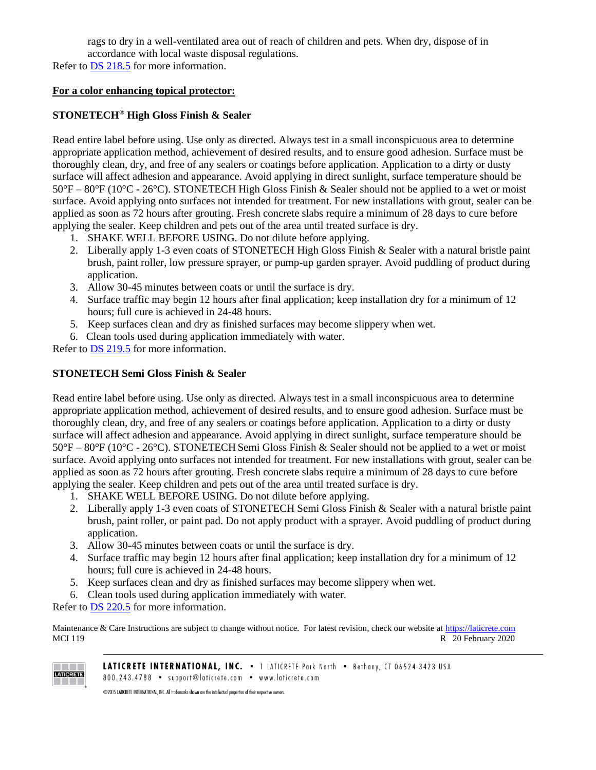rags to dry in a well-ventilated area out of reach of children and pets. When dry, dispose of in accordance with local waste disposal regulations.

Refer to DS 218.5 for more information.

**For a color enhancing topical protector:**

**STONETECH® High Gloss Finish & Sealer**

Read entire label before using. Use only as directed. Always test in a small inconspicuous area to determine appropriate application method, achievement of desired results, and to ensure good adhesion. Surface must be thoroughly clean, dry, and free of any sealers or coatings before application. Application to a dirty or dusty surface will affect adhesion and appearance. Avoid applying in direct sunlight, surface temperature should be 50°F – 80°F (10°C - 26°C). STONETECH High Gloss Finish & Sealer should not be applied to a wet or moist surface. Avoid applying onto surfaces not intended for treatment. For new installations with grout, sealer can be applied as soon as 72 hours after grouting. Fresh concrete slabs require a minimum of 28 days to cure before applying the sealer. Keep children and pets out of the area until treated surface is dry.

1. SHAKE WELL BEFORE USING. Do not dilute before applying.
2. Liberally apply 1-3 even coats of STONETECH High Gloss Finish & Sealer with a natural bristle paint brush, paint roller, low pressure sprayer, or pump-up garden sprayer. Avoid puddling of product during application.
3. Allow 30-45 minutes between coats or until the surface is dry.
4. Surface traffic may begin 12 hours after final application; keep installation dry for a minimum of 12 hours; full cure is achieved in 24-48 hours.
5. Keep surfaces clean and dry as finished surfaces may become slippery when wet.
6. Clean tools used during application immediately with water.

Refer to DS 219.5 for more information.

**STONETECH Semi Gloss Finish & Sealer**

Read entire label before using. Use only as directed. Always test in a small inconspicuous area to determine appropriate application method, achievement of desired results, and to ensure good adhesion. Surface must be thoroughly clean, dry, and free of any sealers or coatings before application. Application to a dirty or dusty surface will affect adhesion and appearance. Avoid applying in direct sunlight, surface temperature should be 50°F – 80°F (10°C - 26°C). STONETECH Semi Gloss Finish & Sealer should not be applied to a wet or moist surface. Avoid applying onto surfaces not intended for treatment. For new installations with grout, sealer can be applied as soon as 72 hours after grouting. Fresh concrete slabs require a minimum of 28 days to cure before applying the sealer. Keep children and pets out of the area until treated surface is dry.

1. SHAKE WELL BEFORE USING. Do not dilute before applying.
2. Liberally apply 1-3 even coats of STONETECH Semi Gloss Finish & Sealer with a natural bristle paint brush, paint roller, or paint pad. Do not apply product with a sprayer. Avoid puddling of product during application.
3. Allow 30-45 minutes between coats or until the surface is dry.
4. Surface traffic may begin 12 hours after final application; keep installation dry for a minimum of 12 hours; full cure is achieved in 24-48 hours.
5. Keep surfaces clean and dry as finished surfaces may become slippery when wet.
6. Clean tools used during application immediately with water.

Refer to DS 220.5 for more information.

Maintenance & Care Instructions are subject to change without notice. For latest revision, check our website at https://laticrete.com

MCI 119 R 20 February 2020

**LATICRETE INTERNATIONAL, INC.** ▪ 1 LATICRETE Park North ▪ Bethany, CT 06524-3423 USA
800.243.4788 ▪ support@laticrete.com ▪ www.laticrete.com

©2015 LATICRETE INTERNATIONAL, INC. All trademarks shown are the intellectual properties of their respective owners.